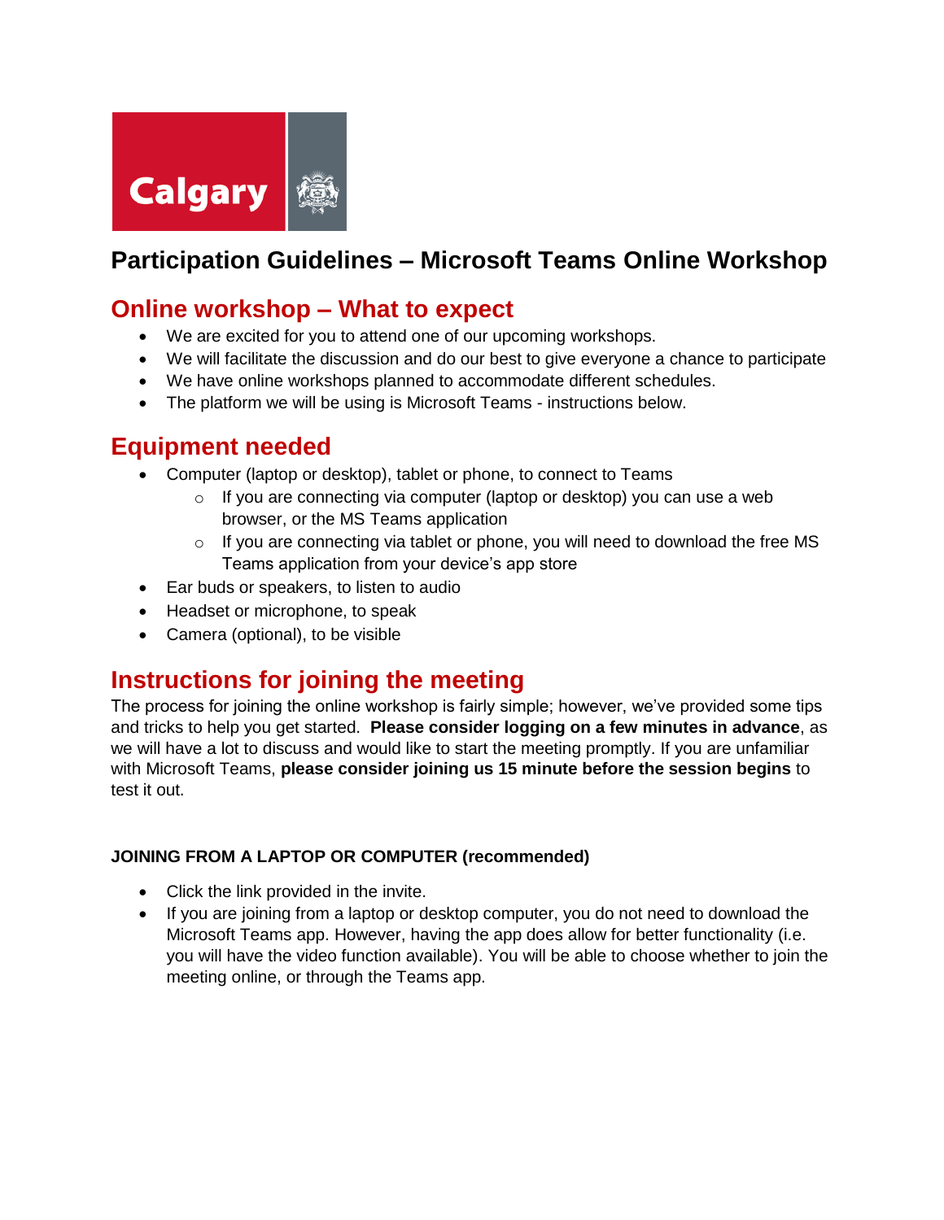Calgary

# Participation Guidelines – Microsoft Teams Online Workshop

## Online workshop – What to expect

- We are excited for you to attend one of our upcoming workshops.
- We will facilitate the discussion and do our best to give everyone a chance to participate
- We have online workshops planned to accommodate different schedules.
- The platform we will be using is Microsoft Teams - instructions below.

## Equipment needed

- Computer (laptop or desktop), tablet or phone, to connect to Teams
  - If you are connecting via computer (laptop or desktop) you can use a web browser, or the MS Teams application
  - If you are connecting via tablet or phone, you will need to download the free MS Teams application from your device's app store
- Ear buds or speakers, to listen to audio
- Headset or microphone, to speak
- Camera (optional), to be visible

## Instructions for joining the meeting

The process for joining the online workshop is fairly simple; however, we've provided some tips and tricks to help you get started. **Please consider logging on a few minutes in advance**, as we will have a lot to discuss and would like to start the meeting promptly. If you are unfamiliar with Microsoft Teams, **please consider joining us 15 minute before the session begins** to test it out.

**JOINING FROM A LAPTOP OR COMPUTER (recommended)**

- Click the link provided in the invite.
- If you are joining from a laptop or desktop computer, you do not need to download the Microsoft Teams app. However, having the app does allow for better functionality (i.e. you will have the video function available). You will be able to choose whether to join the meeting online, or through the Teams app.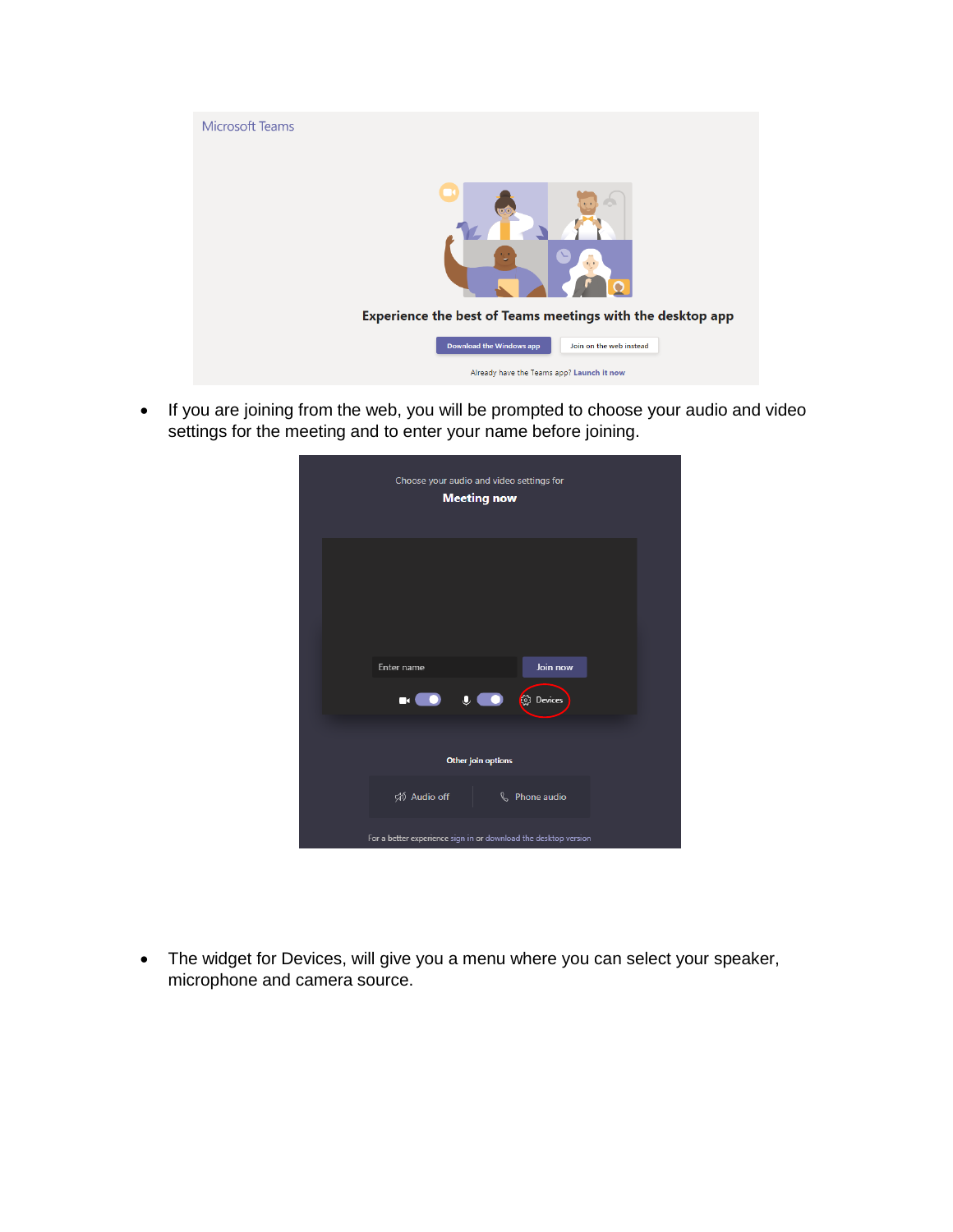- If you are joining from the web, you will be prompted to choose your audio and video settings for the meeting and to enter your name before joining.

- The widget for Devices, will give you a menu where you can select your speaker, microphone and camera source.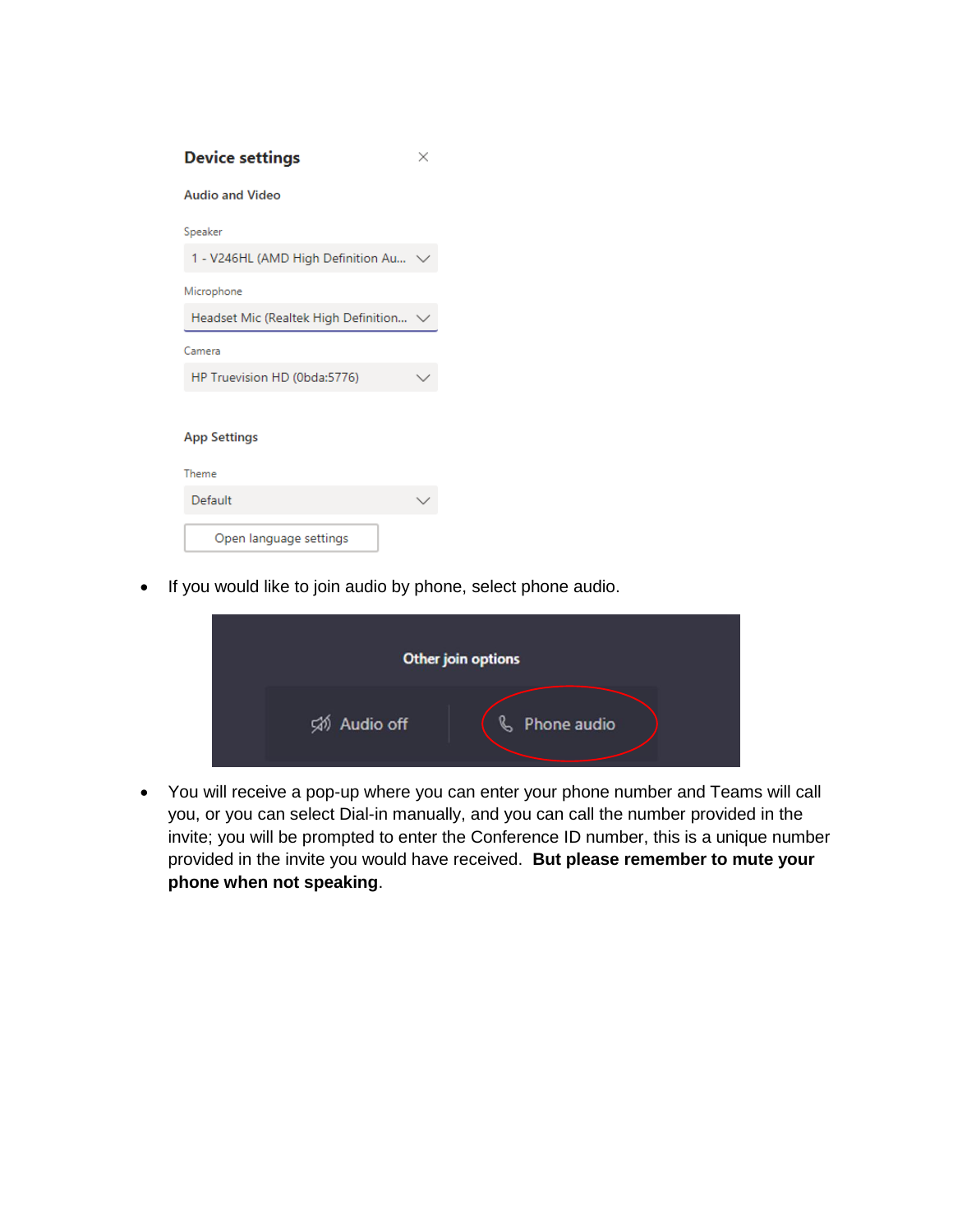- If you would like to join audio by phone, select phone audio.

- You will receive a pop-up where you can enter your phone number and Teams will call you, or you can select Dial-in manually, and you can call the number provided in the invite; you will be prompted to enter the Conference ID number, this is a unique number provided in the invite you would have received. **But please remember to mute your phone when not speaking**.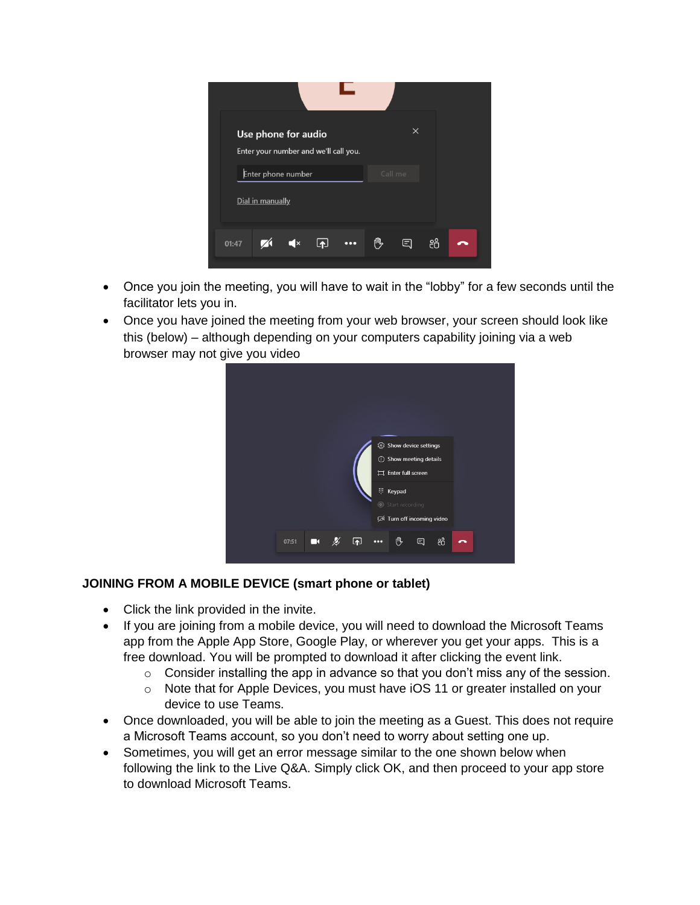- Once you join the meeting, you will have to wait in the “lobby” for a few seconds until the facilitator lets you in.
- Once you have joined the meeting from your web browser, your screen should look like this (below) – although depending on your computers capability joining via a web browser may not give you video

**JOINING FROM A MOBILE DEVICE (smart phone or tablet)**

- Click the link provided in the invite.
- If you are joining from a mobile device, you will need to download the Microsoft Teams app from the Apple App Store, Google Play, or wherever you get your apps. This is a free download. You will be prompted to download it after clicking the event link.
  - Consider installing the app in advance so that you don’t miss any of the session.
  - Note that for Apple Devices, you must have iOS 11 or greater installed on your device to use Teams.
- Once downloaded, you will be able to join the meeting as a Guest. This does not require a Microsoft Teams account, so you don’t need to worry about setting one up.
- Sometimes, you will get an error message similar to the one shown below when following the link to the Live Q&A. Simply click OK, and then proceed to your app store to download Microsoft Teams.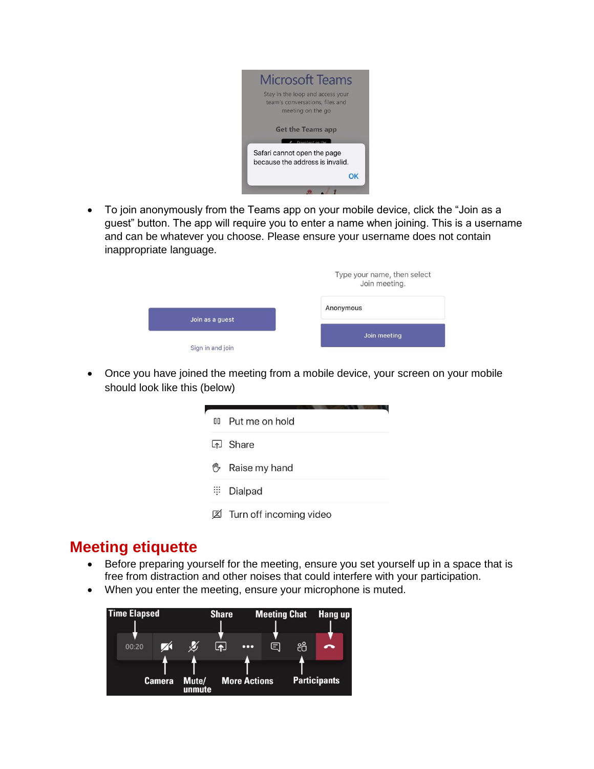- To join anonymously from the Teams app on your mobile device, click the "Join as a guest" button. The app will require you to enter a name when joining. This is a username and can be whatever you choose. Please ensure your username does not contain inappropriate language.

- Once you have joined the meeting from a mobile device, your screen on your mobile should look like this (below)

## Meeting etiquette

- Before preparing yourself for the meeting, ensure you set yourself up in a space that is free from distraction and other noises that could interfere with your participation.
- When you enter the meeting, ensure your microphone is muted.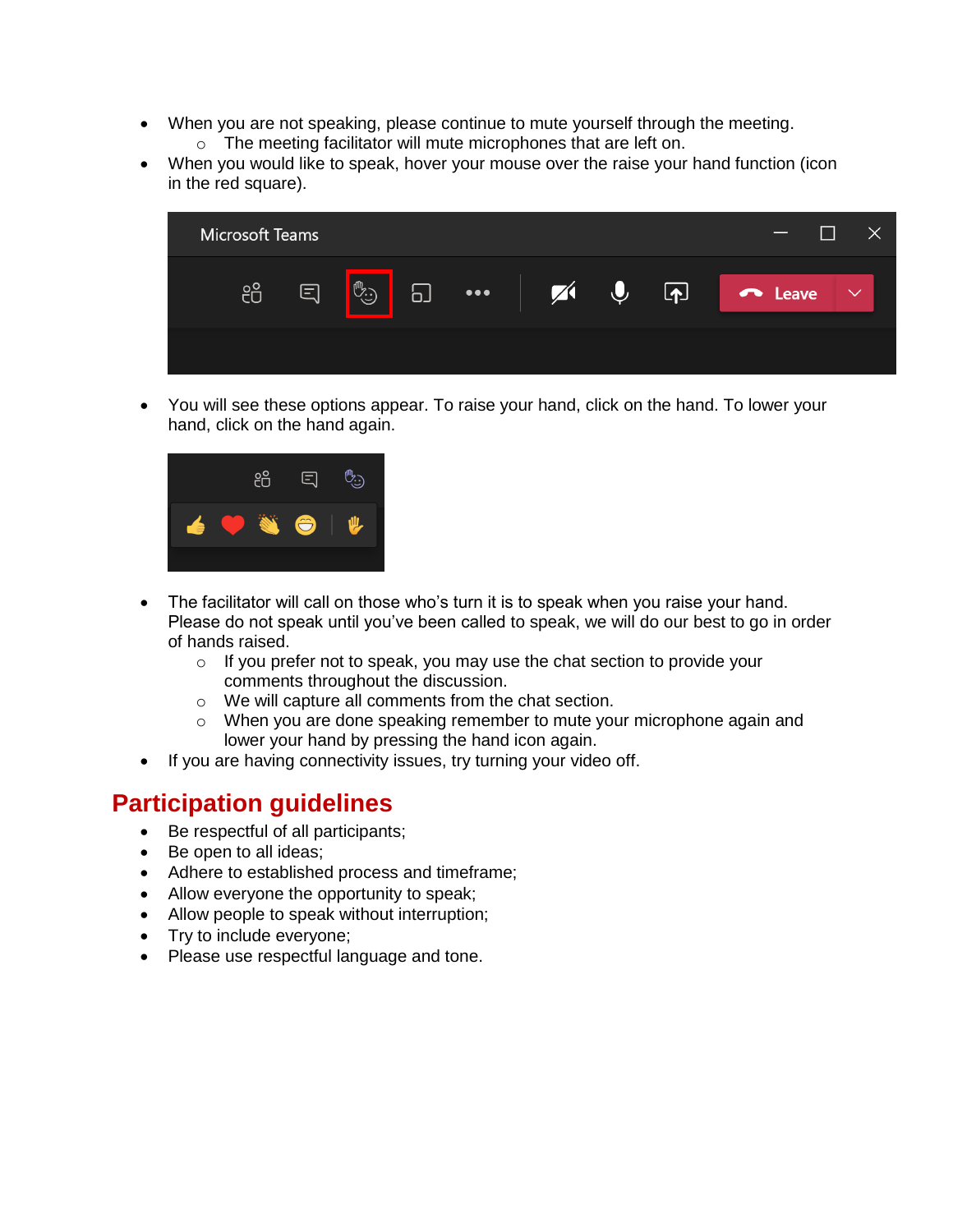- When you are not speaking, please continue to mute yourself through the meeting.
  - The meeting facilitator will mute microphones that are left on.
- When you would like to speak, hover your mouse over the raise your hand function (icon in the red square).

- You will see these options appear. To raise your hand, click on the hand. To lower your hand, click on the hand again.

- The facilitator will call on those who's turn it is to speak when you raise your hand. Please do not speak until you've been called to speak, we will do our best to go in order of hands raised.
  - If you prefer not to speak, you may use the chat section to provide your comments throughout the discussion.
  - We will capture all comments from the chat section.
  - When you are done speaking remember to mute your microphone again and lower your hand by pressing the hand icon again.
- If you are having connectivity issues, try turning your video off.

## Participation guidelines

- Be respectful of all participants;
- Be open to all ideas;
- Adhere to established process and timeframe;
- Allow everyone the opportunity to speak;
- Allow people to speak without interruption;
- Try to include everyone;
- Please use respectful language and tone.